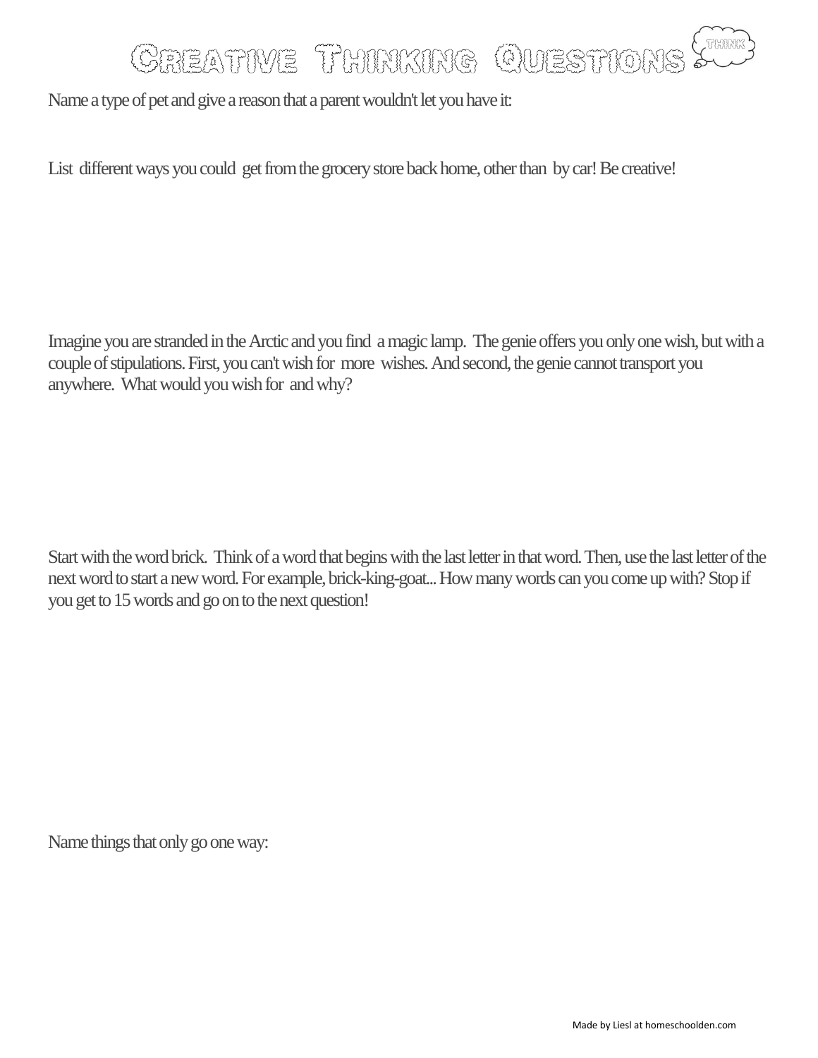# Creative Thinking Questions

Name a type of pet and give a reason that a parent wouldn't let you have it:

List different ways you could get from the grocery store back home, other than by car! Be creative!

Imagine you are stranded in the Arctic and you find a magic lamp. The genie offers you only one wish, but with a couple of stipulations. First, you can't wish for more wishes. And second, the genie cannot transport you anywhere. What would you wish for and why?

Start with the word brick. Think of a word that begins with the last letter in that word. Then, use the last letter of the next word to start a new word. For example, brick-king-goat... How many words can you come up with? Stop if you get to 15 words and go on to the next question!

Name things that only go one way:

Made by Liesl at homeschoolden.com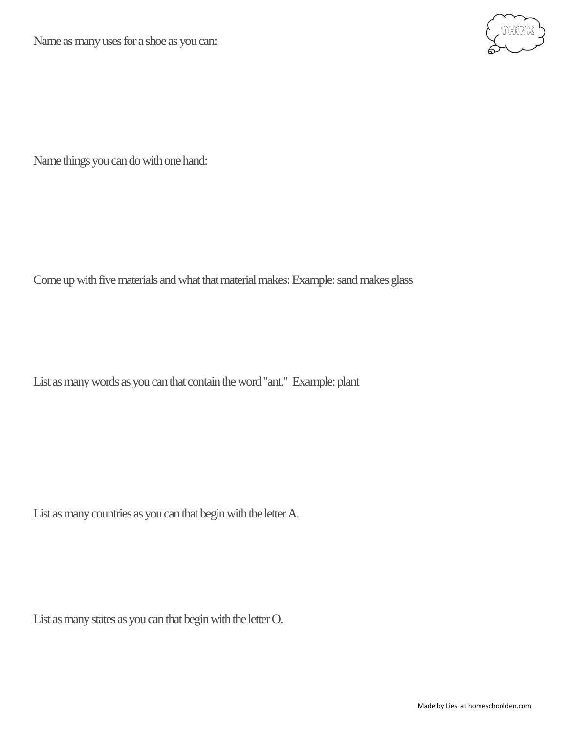Name as many uses for a shoe as you can:

Name things you can do with one hand:

Come up with five materials and what that material makes: Example: sand makes glass

List as many words as you can that contain the word "ant." Example: plant

List as many countries as you can that begin with the letter A.

List as many states as you can that begin with the letter O.

Made by Liesl at homeschoolden.com